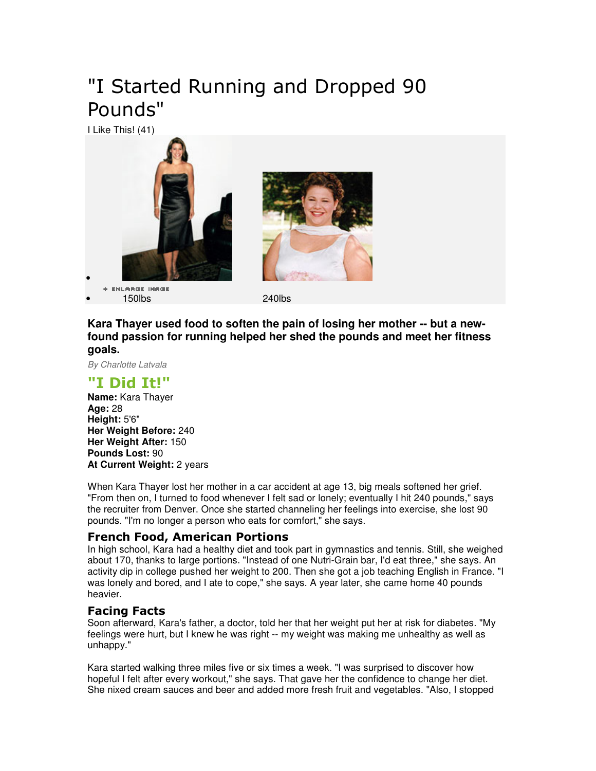# "I Started Running and Dropped 90 Pounds"

I Like This! (41)

- + ENLARGE IMAGE
- 150lbs

240lbs

**Kara Thayer used food to soften the pain of losing her mother -- but a new-found passion for running helped her shed the pounds and meet her fitness goals.**

*By Charlotte Latvala*

## "I Did It!"

**Name:** Kara Thayer
**Age:** 28
**Height:** 5'6"
**Her Weight Before:** 240
**Her Weight After:** 150
**Pounds Lost:** 90
**At Current Weight:** 2 years

When Kara Thayer lost her mother in a car accident at age 13, big meals softened her grief. "From then on, I turned to food whenever I felt sad or lonely; eventually I hit 240 pounds," says the recruiter from Denver. Once she started channeling her feelings into exercise, she lost 90 pounds. "I'm no longer a person who eats for comfort," she says.

### French Food, American Portions

In high school, Kara had a healthy diet and took part in gymnastics and tennis. Still, she weighed about 170, thanks to large portions. "Instead of one Nutri-Grain bar, I'd eat three," she says. An activity dip in college pushed her weight to 200. Then she got a job teaching English in France. "I was lonely and bored, and I ate to cope," she says. A year later, she came home 40 pounds heavier.

### Facing Facts

Soon afterward, Kara's father, a doctor, told her that her weight put her at risk for diabetes. "My feelings were hurt, but I knew he was right -- my weight was making me unhealthy as well as unhappy."

Kara started walking three miles five or six times a week. "I was surprised to discover how hopeful I felt after every workout," she says. That gave her the confidence to change her diet. She nixed cream sauces and beer and added more fresh fruit and vegetables. "Also, I stopped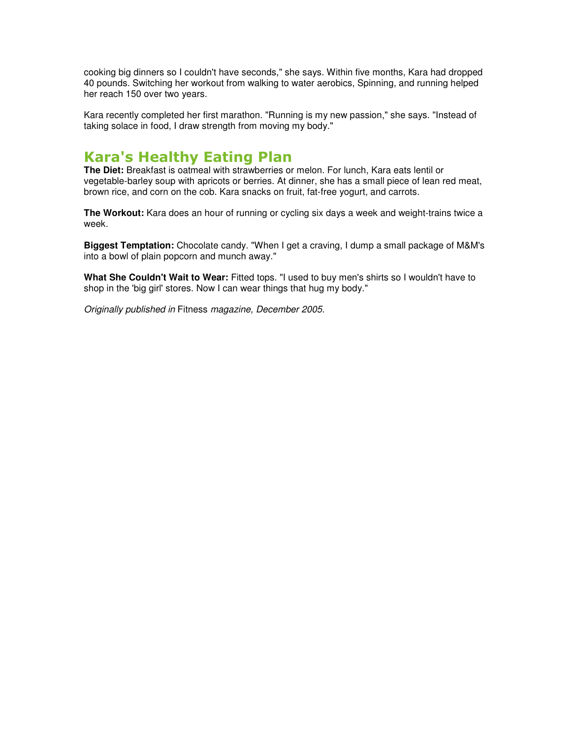cooking big dinners so I couldn't have seconds," she says. Within five months, Kara had dropped 40 pounds. Switching her workout from walking to water aerobics, Spinning, and running helped her reach 150 over two years.

Kara recently completed her first marathon. "Running is my new passion," she says. "Instead of taking solace in food, I draw strength from moving my body."

## Kara's Healthy Eating Plan

**The Diet:** Breakfast is oatmeal with strawberries or melon. For lunch, Kara eats lentil or vegetable-barley soup with apricots or berries. At dinner, she has a small piece of lean red meat, brown rice, and corn on the cob. Kara snacks on fruit, fat-free yogurt, and carrots.

**The Workout:** Kara does an hour of running or cycling six days a week and weight-trains twice a week.

**Biggest Temptation:** Chocolate candy. "When I get a craving, I dump a small package of M&M's into a bowl of plain popcorn and munch away."

**What She Couldn't Wait to Wear:** Fitted tops. "I used to buy men's shirts so I wouldn't have to shop in the 'big girl' stores. Now I can wear things that hug my body."

*Originally published in* Fitness *magazine, December 2005.*